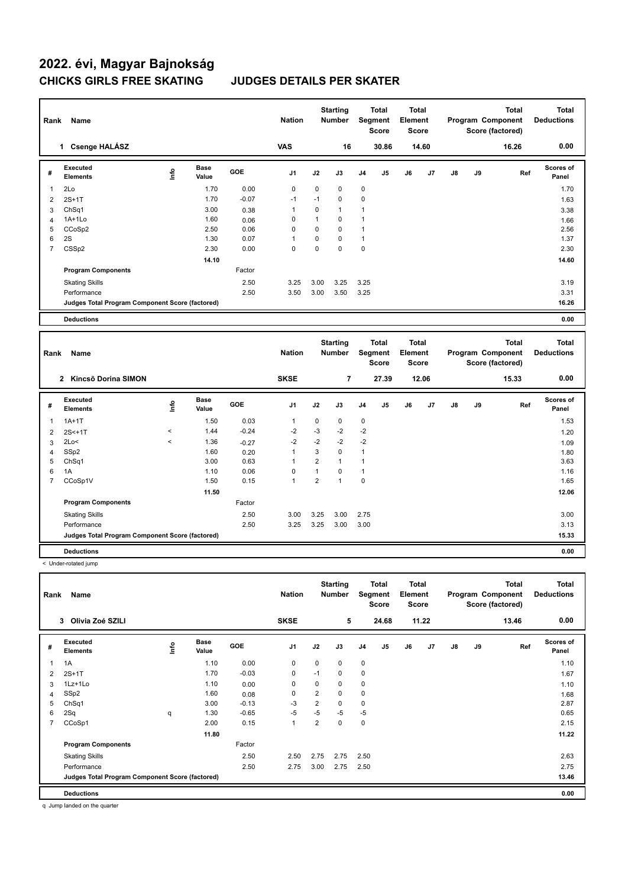# 2022. évi, Magyar Bajnokság

## CHICKS GIRLS FREE SKATING JUDGES DETAILS PER SKATER

| Rank | Name | Nation | Starting Number | Total Segment Score | Total Element Score | Total Program Component Score (factored) | Total Deductions |
|---|---|---|---|---|---|---|---|
| 1 | Csenge HALÁSZ | VAS | 16 | 30.86 | 14.60 | 16.26 | 0.00 |

| # | Executed Elements | Info | Base Value | GOE | J1 | J2 | J3 | J4 | J5 | J6 | J7 | J8 | J9 | Ref | Scores of Panel |
|---|---|---|---|---|---|---|---|---|---|---|---|---|---|---|---|
| 1 | 2Lo | | 1.70 | 0.00 | 0 | 0 | 0 | 0 | | | | | | | 1.70 |
| 2 | 2S+1T | | 1.70 | -0.07 | -1 | -1 | 0 | 0 | | | | | | | 1.63 |
| 3 | ChSq1 | | 3.00 | 0.38 | 1 | 0 | 1 | 1 | | | | | | | 3.38 |
| 4 | 1A+1Lo | | 1.60 | 0.06 | 0 | 1 | 0 | 1 | | | | | | | 1.66 |
| 5 | CCoSp2 | | 2.50 | 0.06 | 0 | 0 | 0 | 1 | | | | | | | 2.56 |
| 6 | 2S | | 1.30 | 0.07 | 1 | 0 | 0 | 1 | | | | | | | 1.37 |
| 7 | CSSp2 | | 2.30 | 0.00 | 0 | 0 | 0 | 0 | | | | | | | 2.30 |
| | | | 14.10 | | | | | | | | | | | | 14.60 |
| | Program Components | | | Factor | | | | | | | | | | | |
| | Skating Skills | | | 2.50 | 3.25 | 3.00 | 3.25 | 3.25 | | | | | | | 3.19 |
| | Performance | | | 2.50 | 3.50 | 3.00 | 3.50 | 3.25 | | | | | | | 3.31 |
| | Judges Total Program Component Score (factored) | | | | | | | | | | | | | | 16.26 |
| | Deductions | | | | | | | | | | | | | | 0.00 |

| Rank | Name | Nation | Starting Number | Total Segment Score | Total Element Score | Total Program Component Score (factored) | Total Deductions |
|---|---|---|---|---|---|---|---|
| 2 | Kincső Dorina SIMON | SKSE | 7 | 27.39 | 12.06 | 15.33 | 0.00 |

| # | Executed Elements | Info | Base Value | GOE | J1 | J2 | J3 | J4 | J5 | J6 | J7 | J8 | J9 | Ref | Scores of Panel |
|---|---|---|---|---|---|---|---|---|---|---|---|---|---|---|---|
| 1 | 1A+1T | | 1.50 | 0.03 | 1 | 0 | 0 | 0 | | | | | | | 1.53 |
| 2 | 2S<+1T | < | 1.44 | -0.24 | -2 | -3 | -2 | -2 | | | | | | | 1.20 |
| 3 | 2Lo< | < | 1.36 | -0.27 | -2 | -2 | -2 | -2 | | | | | | | 1.09 |
| 4 | SSp2 | | 1.60 | 0.20 | 1 | 3 | 0 | 1 | | | | | | | 1.80 |
| 5 | ChSq1 | | 3.00 | 0.63 | 1 | 2 | 1 | 1 | | | | | | | 3.63 |
| 6 | 1A | | 1.10 | 0.06 | 0 | 1 | 0 | 1 | | | | | | | 1.16 |
| 7 | CCoSp1V | | 1.50 | 0.15 | 1 | 2 | 1 | 0 | | | | | | | 1.65 |
| | | | 11.50 | | | | | | | | | | | | 12.06 |
| | Program Components | | | Factor | | | | | | | | | | | |
| | Skating Skills | | | 2.50 | 3.00 | 3.25 | 3.00 | 2.75 | | | | | | | 3.00 |
| | Performance | | | 2.50 | 3.25 | 3.25 | 3.00 | 3.00 | | | | | | | 3.13 |
| | Judges Total Program Component Score (factored) | | | | | | | | | | | | | | 15.33 |
| | Deductions | | | | | | | | | | | | | | 0.00 |

< Under-rotated jump

| Rank | Name | Nation | Starting Number | Total Segment Score | Total Element Score | Total Program Component Score (factored) | Total Deductions |
|---|---|---|---|---|---|---|---|
| 3 | Olivia Zoé SZILI | SKSE | 5 | 24.68 | 11.22 | 13.46 | 0.00 |

| # | Executed Elements | Info | Base Value | GOE | J1 | J2 | J3 | J4 | J5 | J6 | J7 | J8 | J9 | Ref | Scores of Panel |
|---|---|---|---|---|---|---|---|---|---|---|---|---|---|---|---|
| 1 | 1A | | 1.10 | 0.00 | 0 | 0 | 0 | 0 | | | | | | | 1.10 |
| 2 | 2S+1T | | 1.70 | -0.03 | 0 | -1 | 0 | 0 | | | | | | | 1.67 |
| 3 | 1Lz+1Lo | | 1.10 | 0.00 | 0 | 0 | 0 | 0 | | | | | | | 1.10 |
| 4 | SSp2 | | 1.60 | 0.08 | 0 | 2 | 0 | 0 | | | | | | | 1.68 |
| 5 | ChSq1 | | 3.00 | -0.13 | -3 | 2 | 0 | 0 | | | | | | | 2.87 |
| 6 | 2Sq | q | 1.30 | -0.65 | -5 | -5 | -5 | -5 | | | | | | | 0.65 |
| 7 | CCoSp1 | | 2.00 | 0.15 | 1 | 2 | 0 | 0 | | | | | | | 2.15 |
| | | | 11.80 | | | | | | | | | | | | 11.22 |
| | Program Components | | | Factor | | | | | | | | | | | |
| | Skating Skills | | | 2.50 | 2.50 | 2.75 | 2.75 | 2.50 | | | | | | | 2.63 |
| | Performance | | | 2.50 | 2.75 | 3.00 | 2.75 | 2.50 | | | | | | | 2.75 |
| | Judges Total Program Component Score (factored) | | | | | | | | | | | | | | 13.46 |
| | Deductions | | | | | | | | | | | | | | 0.00 |

q Jump landed on the quarter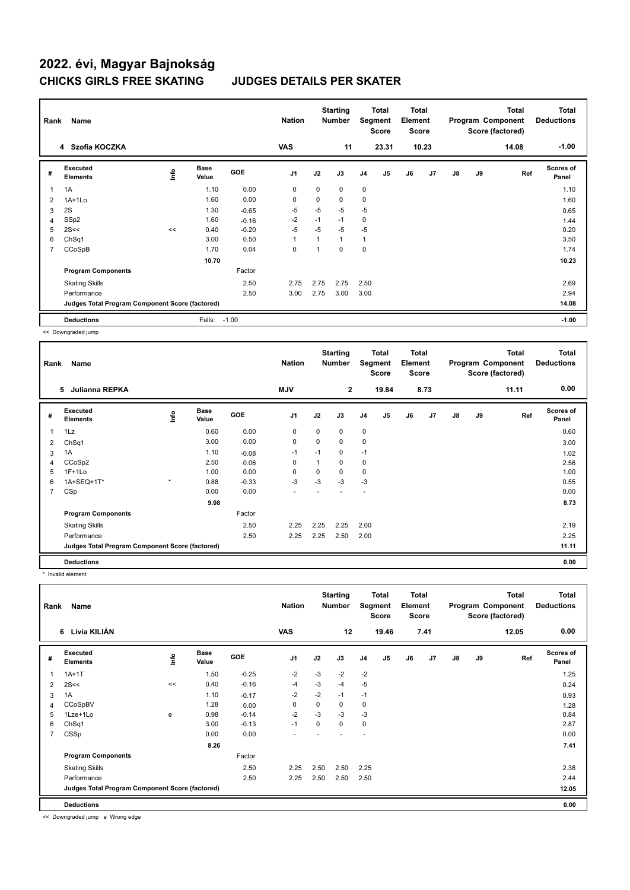# 2022. évi, Magyar Bajnokság

## CHICKS GIRLS FREE SKATING JUDGES DETAILS PER SKATER

| Rank | Name | Nation | Starting Number | Total Segment Score | Total Element Score | Total Program Component Score (factored) | Total Deductions |
|---|---|---|---|---|---|---|---|
| 4 | Szofia KOCZKA | VAS | 11 | 23.31 | 10.23 | 14.08 | -1.00 |

| # | Executed Elements | Info | Base Value | GOE | J1 | J2 | J3 | J4 | J5 | J6 | J7 | J8 | J9 | Ref | Scores of Panel |
|---|---|---|---|---|---|---|---|---|---|---|---|---|---|---|---|
| 1 | 1A | | 1.10 | 0.00 | 0 | 0 | 0 | 0 | | | | | | | 1.10 |
| 2 | 1A+1Lo | | 1.60 | 0.00 | 0 | 0 | 0 | 0 | | | | | | | 1.60 |
| 3 | 2S | | 1.30 | -0.65 | -5 | -5 | -5 | -5 | | | | | | | 0.65 |
| 4 | SSp2 | | 1.60 | -0.16 | -2 | -1 | -1 | 0 | | | | | | | 1.44 |
| 5 | 2S<< | << | 0.40 | -0.20 | -5 | -5 | -5 | -5 | | | | | | | 0.20 |
| 6 | ChSq1 | | 3.00 | 0.50 | 1 | 1 | 1 | 1 | | | | | | | 3.50 |
| 7 | CCoSpB | | 1.70 | 0.04 | 0 | 1 | 0 | 0 | | | | | | | 1.74 |
| | | | 10.70 | | | | | | | | | | | | 10.23 |
| | **Program Components** | | | Factor | | | | | | | | | | | |
| | Skating Skills | | | 2.50 | 2.75 | 2.75 | 2.75 | 2.50 | | | | | | | 2.69 |
| | Performance | | | 2.50 | 3.00 | 2.75 | 3.00 | 3.00 | | | | | | | 2.94 |
| | **Judges Total Program Component Score (factored)** | | | | | | | | | | | | | | 14.08 |
| | **Deductions** | | Falls: | -1.00 | | | | | | | | | | | -1.00 |

<< Downgraded jump

| Rank | Name | Nation | Starting Number | Total Segment Score | Total Element Score | Total Program Component Score (factored) | Total Deductions |
|---|---|---|---|---|---|---|---|
| 5 | Julianna REPKA | MJV | 2 | 19.84 | 8.73 | 11.11 | 0.00 |

| # | Executed Elements | Info | Base Value | GOE | J1 | J2 | J3 | J4 | J5 | J6 | J7 | J8 | J9 | Ref | Scores of Panel |
|---|---|---|---|---|---|---|---|---|---|---|---|---|---|---|---|
| 1 | 1Lz | | 0.60 | 0.00 | 0 | 0 | 0 | 0 | | | | | | | 0.60 |
| 2 | ChSq1 | | 3.00 | 0.00 | 0 | 0 | 0 | 0 | | | | | | | 3.00 |
| 3 | 1A | | 1.10 | -0.08 | -1 | -1 | 0 | -1 | | | | | | | 1.02 |
| 4 | CCoSp2 | | 2.50 | 0.06 | 0 | 1 | 0 | 0 | | | | | | | 2.56 |
| 5 | 1F+1Lo | | 1.00 | 0.00 | 0 | 0 | 0 | 0 | | | | | | | 1.00 |
| 6 | 1A+SEQ+1T* | * | 0.88 | -0.33 | -3 | -3 | -3 | -3 | | | | | | | 0.55 |
| 7 | CSp | | 0.00 | 0.00 | - | - | - | - | | | | | | | 0.00 |
| | | | 9.08 | | | | | | | | | | | | 8.73 |
| | **Program Components** | | | Factor | | | | | | | | | | | |
| | Skating Skills | | | 2.50 | 2.25 | 2.25 | 2.25 | 2.00 | | | | | | | 2.19 |
| | Performance | | | 2.50 | 2.25 | 2.25 | 2.50 | 2.00 | | | | | | | 2.25 |
| | **Judges Total Program Component Score (factored)** | | | | | | | | | | | | | | 11.11 |
| | **Deductions** | | | | | | | | | | | | | | 0.00 |

\* Invalid element

| Rank | Name | Nation | Starting Number | Total Segment Score | Total Element Score | Total Program Component Score (factored) | Total Deductions |
|---|---|---|---|---|---|---|---|
| 6 | Lívia KILIÁN | VAS | 12 | 19.46 | 7.41 | 12.05 | 0.00 |

| # | Executed Elements | Info | Base Value | GOE | J1 | J2 | J3 | J4 | J5 | J6 | J7 | J8 | J9 | Ref | Scores of Panel |
|---|---|---|---|---|---|---|---|---|---|---|---|---|---|---|---|
| 1 | 1A+1T | | 1.50 | -0.25 | -2 | -3 | -2 | -2 | | | | | | | 1.25 |
| 2 | 2S<< | << | 0.40 | -0.16 | -4 | -3 | -4 | -5 | | | | | | | 0.24 |
| 3 | 1A | | 1.10 | -0.17 | -2 | -2 | -1 | -1 | | | | | | | 0.93 |
| 4 | CCoSpBV | | 1.28 | 0.00 | 0 | 0 | 0 | 0 | | | | | | | 1.28 |
| 5 | 1Lze+1Lo | e | 0.98 | -0.14 | -2 | -3 | -3 | -3 | | | | | | | 0.84 |
| 6 | ChSq1 | | 3.00 | -0.13 | -1 | 0 | 0 | 0 | | | | | | | 2.87 |
| 7 | CSSp | | 0.00 | 0.00 | - | - | - | - | | | | | | | 0.00 |
| | | | 8.26 | | | | | | | | | | | | 7.41 |
| | **Program Components** | | | Factor | | | | | | | | | | | |
| | Skating Skills | | | 2.50 | 2.25 | 2.50 | 2.50 | 2.25 | | | | | | | 2.38 |
| | Performance | | | 2.50 | 2.25 | 2.50 | 2.50 | 2.50 | | | | | | | 2.44 |
| | **Judges Total Program Component Score (factored)** | | | | | | | | | | | | | | 12.05 |
| | **Deductions** | | | | | | | | | | | | | | 0.00 |

<< Downgraded jump e Wrong edge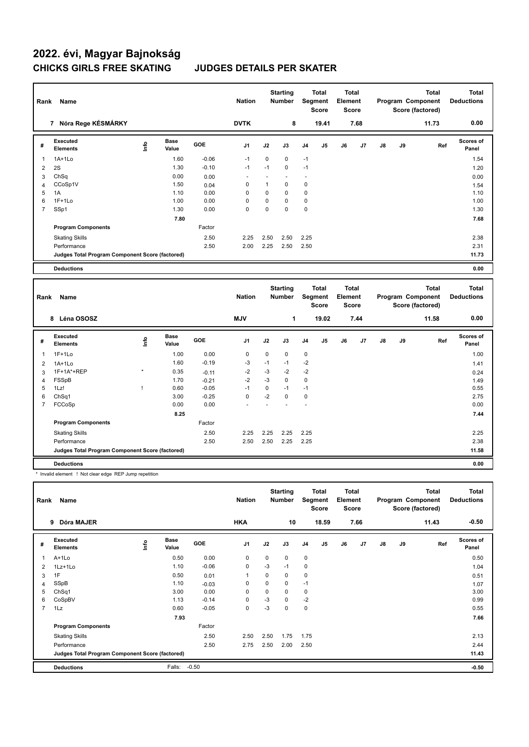# 2022. évi, Magyar Bajnokság

## CHICKS GIRLS FREE SKATING JUDGES DETAILS PER SKATER

| Rank | Name | Nation | Starting Number | Total Segment Score | Total Element Score | Total Program Component Score (factored) | Total Deductions |
|---|---|---|---|---|---|---|---|
| 7 | Nóra Rege KÉSMÁRKY | DVTK | 8 | 19.41 | 7.68 | 11.73 | 0.00 |

| # | Executed Elements | Info | Base Value | GOE | J1 | J2 | J3 | J4 | J5 | J6 | J7 | J8 | J9 | Ref | Scores of Panel |
|---|---|---|---|---|---|---|---|---|---|---|---|---|---|---|---|
| 1 | 1A+1Lo | | 1.60 | -0.06 | -1 | 0 | 0 | -1 | | | | | | | 1.54 |
| 2 | 2S | | 1.30 | -0.10 | -1 | -1 | 0 | -1 | | | | | | | 1.20 |
| 3 | ChSq | | 0.00 | 0.00 | - | - | - | - | | | | | | | 0.00 |
| 4 | CCoSp1V | | 1.50 | 0.04 | 0 | 1 | 0 | 0 | | | | | | | 1.54 |
| 5 | 1A | | 1.10 | 0.00 | 0 | 0 | 0 | 0 | | | | | | | 1.10 |
| 6 | 1F+1Lo | | 1.00 | 0.00 | 0 | 0 | 0 | 0 | | | | | | | 1.00 |
| 7 | SSp1 | | 1.30 | 0.00 | 0 | 0 | 0 | 0 | | | | | | | 1.30 |
| | | | 7.80 | | | | | | | | | | | | 7.68 |
| | **Program Components** | | | Factor | | | | | | | | | | | |
| | Skating Skills | | | 2.50 | 2.25 | 2.50 | 2.50 | 2.25 | | | | | | | 2.38 |
| | Performance | | | 2.50 | 2.00 | 2.25 | 2.50 | 2.50 | | | | | | | 2.31 |
| | **Judges Total Program Component Score (factored)** | | | | | | | | | | | | | | 11.73 |
| | **Deductions** | | | | | | | | | | | | | | 0.00 |

| Rank | Name | Nation | Starting Number | Total Segment Score | Total Element Score | Total Program Component Score (factored) | Total Deductions |
|---|---|---|---|---|---|---|---|
| 8 | Léna OSOSZ | MJV | 1 | 19.02 | 7.44 | 11.58 | 0.00 |

| # | Executed Elements | Info | Base Value | GOE | J1 | J2 | J3 | J4 | J5 | J6 | J7 | J8 | J9 | Ref | Scores of Panel |
|---|---|---|---|---|---|---|---|---|---|---|---|---|---|---|---|
| 1 | 1F+1Lo | | 1.00 | 0.00 | 0 | 0 | 0 | 0 | | | | | | | 1.00 |
| 2 | 1A+1Lo | | 1.60 | -0.19 | -3 | -1 | -1 | -2 | | | | | | | 1.41 |
| 3 | 1F+1A*+REP | * | 0.35 | -0.11 | -2 | -3 | -2 | -2 | | | | | | | 0.24 |
| 4 | FSSpB | | 1.70 | -0.21 | -2 | -3 | 0 | 0 | | | | | | | 1.49 |
| 5 | 1Lz! | ! | 0.60 | -0.05 | -1 | 0 | -1 | -1 | | | | | | | 0.55 |
| 6 | ChSq1 | | 3.00 | -0.25 | 0 | -2 | 0 | 0 | | | | | | | 2.75 |
| 7 | FCCoSp | | 0.00 | 0.00 | - | - | - | - | | | | | | | 0.00 |
| | | | 8.25 | | | | | | | | | | | | 7.44 |
| | **Program Components** | | | Factor | | | | | | | | | | | |
| | Skating Skills | | | 2.50 | 2.25 | 2.25 | 2.25 | 2.25 | | | | | | | 2.25 |
| | Performance | | | 2.50 | 2.50 | 2.50 | 2.25 | 2.25 | | | | | | | 2.38 |
| | **Judges Total Program Component Score (factored)** | | | | | | | | | | | | | | 11.58 |
| | **Deductions** | | | | | | | | | | | | | | 0.00 |

* Invalid element ! Not clear edge REP Jump repetition

| Rank | Name | Nation | Starting Number | Total Segment Score | Total Element Score | Total Program Component Score (factored) | Total Deductions |
|---|---|---|---|---|---|---|---|
| 9 | Dóra MAJER | HKA | 10 | 18.59 | 7.66 | 11.43 | -0.50 |

| # | Executed Elements | Info | Base Value | GOE | J1 | J2 | J3 | J4 | J5 | J6 | J7 | J8 | J9 | Ref | Scores of Panel |
|---|---|---|---|---|---|---|---|---|---|---|---|---|---|---|---|
| 1 | A+1Lo | | 0.50 | 0.00 | 0 | 0 | 0 | 0 | | | | | | | 0.50 |
| 2 | 1Lz+1Lo | | 1.10 | -0.06 | 0 | -3 | -1 | 0 | | | | | | | 1.04 |
| 3 | 1F | | 0.50 | 0.01 | 1 | 0 | 0 | 0 | | | | | | | 0.51 |
| 4 | SSpB | | 1.10 | -0.03 | 0 | 0 | 0 | -1 | | | | | | | 1.07 |
| 5 | ChSq1 | | 3.00 | 0.00 | 0 | 0 | 0 | 0 | | | | | | | 3.00 |
| 6 | CoSpBV | | 1.13 | -0.14 | 0 | -3 | 0 | -2 | | | | | | | 0.99 |
| 7 | 1Lz | | 0.60 | -0.05 | 0 | -3 | 0 | 0 | | | | | | | 0.55 |
| | | | 7.93 | | | | | | | | | | | | 7.66 |
| | **Program Components** | | | Factor | | | | | | | | | | | |
| | Skating Skills | | | 2.50 | 2.50 | 2.50 | 1.75 | 1.75 | | | | | | | 2.13 |
| | Performance | | | 2.50 | 2.75 | 2.50 | 2.00 | 2.50 | | | | | | | 2.44 |
| | **Judges Total Program Component Score (factored)** | | | | | | | | | | | | | | 11.43 |
| | **Deductions** | Falls: | -0.50 | | | | | | | | | | | | -0.50 |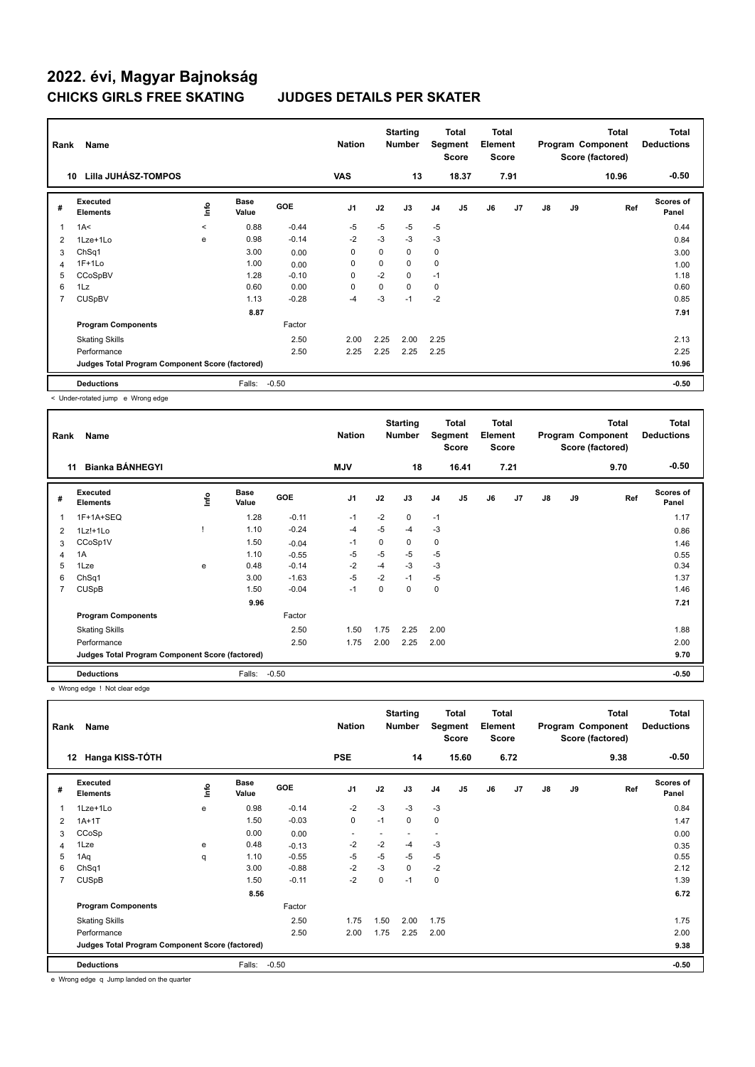# 2022. évi, Magyar Bajnokság

## CHICKS GIRLS FREE SKATING JUDGES DETAILS PER SKATER

| Rank | Name | Nation | Starting Number | Total Segment Score | Total Element Score | Total Program Component Score (factored) | Total Deductions |
|---|---|---|---|---|---|---|---|
| 10 | Lilla JUHÁSZ-TOMPOS | VAS | 13 | 18.37 | 7.91 | 10.96 | -0.50 |

| # | Executed Elements | Info | Base Value | GOE | J1 | J2 | J3 | J4 | J5 | J6 | J7 | J8 | J9 | Ref | Scores of Panel |
|---|---|---|---|---|---|---|---|---|---|---|---|---|---|---|---|
| 1 | 1A< | < | 0.88 | -0.44 | -5 | -5 | -5 | -5 | | | | | | | 0.44 |
| 2 | 1Lze+1Lo | e | 0.98 | -0.14 | -2 | -3 | -3 | -3 | | | | | | | 0.84 |
| 3 | ChSq1 | | 3.00 | 0.00 | 0 | 0 | 0 | 0 | | | | | | | 3.00 |
| 4 | 1F+1Lo | | 1.00 | 0.00 | 0 | 0 | 0 | 0 | | | | | | | 1.00 |
| 5 | CCoSpBV | | 1.28 | -0.10 | 0 | -2 | 0 | -1 | | | | | | | 1.18 |
| 6 | 1Lz | | 0.60 | 0.00 | 0 | 0 | 0 | 0 | | | | | | | 0.60 |
| 7 | CUSpBV | | 1.13 | -0.28 | -4 | -3 | -1 | -2 | | | | | | | 0.85 |
| | | | 8.87 | | | | | | | | | | | | 7.91 |
| | **Program Components** | | | Factor | | | | | | | | | | | |
| | Skating Skills | | | 2.50 | 2.00 | 2.25 | 2.00 | 2.25 | | | | | | | 2.13 |
| | Performance | | | 2.50 | 2.25 | 2.25 | 2.25 | 2.25 | | | | | | | 2.25 |
| | **Judges Total Program Component Score (factored)** | | | | | | | | | | | | | | 10.96 |
| | **Deductions** | | Falls: | -0.50 | | | | | | | | | | | -0.50 |

< Under-rotated jump e Wrong edge

| Rank | Name | Nation | Starting Number | Total Segment Score | Total Element Score | Total Program Component Score (factored) | Total Deductions |
|---|---|---|---|---|---|---|---|
| 11 | Bianka BÁNHEGYI | MJV | 18 | 16.41 | 7.21 | 9.70 | -0.50 |

| # | Executed Elements | Info | Base Value | GOE | J1 | J2 | J3 | J4 | J5 | J6 | J7 | J8 | J9 | Ref | Scores of Panel |
|---|---|---|---|---|---|---|---|---|---|---|---|---|---|---|---|
| 1 | 1F+1A+SEQ | | 1.28 | -0.11 | -1 | -2 | 0 | -1 | | | | | | | 1.17 |
| 2 | 1Lz!+1Lo | ! | 1.10 | -0.24 | -4 | -5 | -4 | -3 | | | | | | | 0.86 |
| 3 | CCoSp1V | | 1.50 | -0.04 | -1 | 0 | 0 | 0 | | | | | | | 1.46 |
| 4 | 1A | | 1.10 | -0.55 | -5 | -5 | -5 | -5 | | | | | | | 0.55 |
| 5 | 1Lze | e | 0.48 | -0.14 | -2 | -4 | -3 | -3 | | | | | | | 0.34 |
| 6 | ChSq1 | | 3.00 | -1.63 | -5 | -2 | -1 | -5 | | | | | | | 1.37 |
| 7 | CUSpB | | 1.50 | -0.04 | -1 | 0 | 0 | 0 | | | | | | | 1.46 |
| | | | 9.96 | | | | | | | | | | | | 7.21 |
| | **Program Components** | | | Factor | | | | | | | | | | | |
| | Skating Skills | | | 2.50 | 1.50 | 1.75 | 2.25 | 2.00 | | | | | | | 1.88 |
| | Performance | | | 2.50 | 1.75 | 2.00 | 2.25 | 2.00 | | | | | | | 2.00 |
| | **Judges Total Program Component Score (factored)** | | | | | | | | | | | | | | 9.70 |
| | **Deductions** | | Falls: | -0.50 | | | | | | | | | | | -0.50 |

e Wrong edge ! Not clear edge

| Rank | Name | Nation | Starting Number | Total Segment Score | Total Element Score | Total Program Component Score (factored) | Total Deductions |
|---|---|---|---|---|---|---|---|
| 12 | Hanga KISS-TÓTH | PSE | 14 | 15.60 | 6.72 | 9.38 | -0.50 |

| # | Executed Elements | Info | Base Value | GOE | J1 | J2 | J3 | J4 | J5 | J6 | J7 | J8 | J9 | Ref | Scores of Panel |
|---|---|---|---|---|---|---|---|---|---|---|---|---|---|---|---|
| 1 | 1Lze+1Lo | e | 0.98 | -0.14 | -2 | -3 | -3 | -3 | | | | | | | 0.84 |
| 2 | 1A+1T | | 1.50 | -0.03 | 0 | -1 | 0 | 0 | | | | | | | 1.47 |
| 3 | CCoSp | | 0.00 | 0.00 | - | - | - | - | | | | | | | 0.00 |
| 4 | 1Lze | e | 0.48 | -0.13 | -2 | -2 | -4 | -3 | | | | | | | 0.35 |
| 5 | 1Aq | q | 1.10 | -0.55 | -5 | -5 | -5 | -5 | | | | | | | 0.55 |
| 6 | ChSq1 | | 3.00 | -0.88 | -2 | -3 | 0 | -2 | | | | | | | 2.12 |
| 7 | CUSpB | | 1.50 | -0.11 | -2 | 0 | -1 | 0 | | | | | | | 1.39 |
| | | | 8.56 | | | | | | | | | | | | 6.72 |
| | **Program Components** | | | Factor | | | | | | | | | | | |
| | Skating Skills | | | 2.50 | 1.75 | 1.50 | 2.00 | 1.75 | | | | | | | 1.75 |
| | Performance | | | 2.50 | 2.00 | 1.75 | 2.25 | 2.00 | | | | | | | 2.00 |
| | **Judges Total Program Component Score (factored)** | | | | | | | | | | | | | | 9.38 |
| | **Deductions** | | Falls: | -0.50 | | | | | | | | | | | -0.50 |

e Wrong edge q Jump landed on the quarter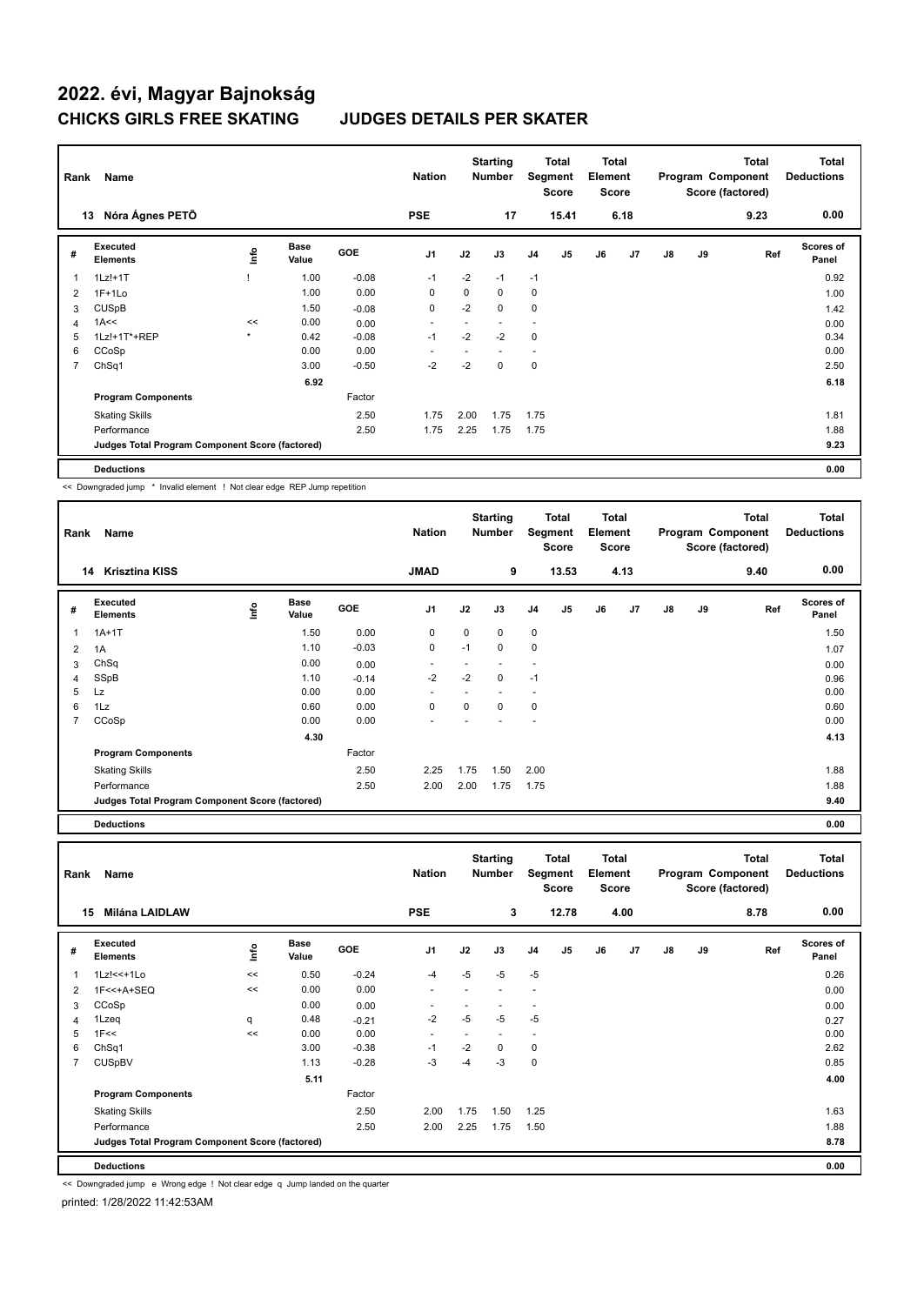# 2022. évi, Magyar Bajnokság

## CHICKS GIRLS FREE SKATING JUDGES DETAILS PER SKATER

| Rank | Name | Nation | Starting Number | Total Segment Score | Total Element Score | Total Program Component Score (factored) | Total Deductions |
|---|---|---|---|---|---|---|---|
| 13 | Nóra Ágnes PETŐ | PSE | 17 | 15.41 | 6.18 | 9.23 | 0.00 |

| # | Executed Elements | Info | Base Value | GOE | J1 | J2 | J3 | J4 | J5 | J6 | J7 | J8 | J9 | Ref | Scores of Panel |
|---|---|---|---|---|---|---|---|---|---|---|---|---|---|---|---|
| 1 | 1Lz!+1T | ! | 1.00 | -0.08 | -1 | -2 | -1 | -1 | | | | | | | 0.92 |
| 2 | 1F+1Lo | | 1.00 | 0.00 | 0 | 0 | 0 | 0 | | | | | | | 1.00 |
| 3 | CUSpB | | 1.50 | -0.08 | 0 | -2 | 0 | 0 | | | | | | | 1.42 |
| 4 | 1A<< | << | 0.00 | 0.00 | - | - | - | - | | | | | | | 0.00 |
| 5 | 1Lz!+1T*+REP | * | 0.42 | -0.08 | -1 | -2 | -2 | 0 | | | | | | | 0.34 |
| 6 | CCoSp | | 0.00 | 0.00 | - | - | - | - | | | | | | | 0.00 |
| 7 | ChSq1 | | 3.00 | -0.50 | -2 | -2 | 0 | 0 | | | | | | | 2.50 |
| | | | 6.92 | | | | | | | | | | | | 6.18 |
| | Program Components | | | Factor | | | | | | | | | | | |
| | Skating Skills | | | 2.50 | 1.75 | 2.00 | 1.75 | 1.75 | | | | | | | 1.81 |
| | Performance | | | 2.50 | 1.75 | 2.25 | 1.75 | 1.75 | | | | | | | 1.88 |
| | Judges Total Program Component Score (factored) | | | | | | | | | | | | | | 9.23 |
| | Deductions | | | | | | | | | | | | | | 0.00 |

<< Downgraded jump * Invalid element ! Not clear edge REP Jump repetition

| Rank | Name | Nation | Starting Number | Total Segment Score | Total Element Score | Total Program Component Score (factored) | Total Deductions |
|---|---|---|---|---|---|---|---|
| 14 | Krisztina KISS | JMAD | 9 | 13.53 | 4.13 | 9.40 | 0.00 |

| # | Executed Elements | Info | Base Value | GOE | J1 | J2 | J3 | J4 | J5 | J6 | J7 | J8 | J9 | Ref | Scores of Panel |
|---|---|---|---|---|---|---|---|---|---|---|---|---|---|---|---|
| 1 | 1A+1T | | 1.50 | 0.00 | 0 | 0 | 0 | 0 | | | | | | | 1.50 |
| 2 | 1A | | 1.10 | -0.03 | 0 | -1 | 0 | 0 | | | | | | | 1.07 |
| 3 | ChSq | | 0.00 | 0.00 | - | - | - | - | | | | | | | 0.00 |
| 4 | SSpB | | 1.10 | -0.14 | -2 | -2 | 0 | -1 | | | | | | | 0.96 |
| 5 | Lz | | 0.00 | 0.00 | - | - | - | - | | | | | | | 0.00 |
| 6 | 1Lz | | 0.60 | 0.00 | 0 | 0 | 0 | 0 | | | | | | | 0.60 |
| 7 | CCoSp | | 0.00 | 0.00 | - | - | - | - | | | | | | | 0.00 |
| | | | 4.30 | | | | | | | | | | | | 4.13 |
| | Program Components | | | Factor | | | | | | | | | | | |
| | Skating Skills | | | 2.50 | 2.25 | 1.75 | 1.50 | 2.00 | | | | | | | 1.88 |
| | Performance | | | 2.50 | 2.00 | 2.00 | 1.75 | 1.75 | | | | | | | 1.88 |
| | Judges Total Program Component Score (factored) | | | | | | | | | | | | | | 9.40 |
| | Deductions | | | | | | | | | | | | | | 0.00 |

| Rank | Name | Nation | Starting Number | Total Segment Score | Total Element Score | Total Program Component Score (factored) | Total Deductions |
|---|---|---|---|---|---|---|---|
| 15 | Milána LAIDLAW | PSE | 3 | 12.78 | 4.00 | 8.78 | 0.00 |

| # | Executed Elements | Info | Base Value | GOE | J1 | J2 | J3 | J4 | J5 | J6 | J7 | J8 | J9 | Ref | Scores of Panel |
|---|---|---|---|---|---|---|---|---|---|---|---|---|---|---|---|
| 1 | 1Lz!<<+1Lo | << | 0.50 | -0.24 | -4 | -5 | -5 | -5 | | | | | | | 0.26 |
| 2 | 1F<<+A+SEQ | << | 0.00 | 0.00 | - | - | - | - | | | | | | | 0.00 |
| 3 | CCoSp | | 0.00 | 0.00 | - | - | - | - | | | | | | | 0.00 |
| 4 | 1Lzeq | q | 0.48 | -0.21 | -2 | -5 | -5 | -5 | | | | | | | 0.27 |
| 5 | 1F<< | << | 0.00 | 0.00 | - | - | - | - | | | | | | | 0.00 |
| 6 | ChSq1 | | 3.00 | -0.38 | -1 | -2 | 0 | 0 | | | | | | | 2.62 |
| 7 | CUSpBV | | 1.13 | -0.28 | -3 | -4 | -3 | 0 | | | | | | | 0.85 |
| | | | 5.11 | | | | | | | | | | | | 4.00 |
| | Program Components | | | Factor | | | | | | | | | | | |
| | Skating Skills | | | 2.50 | 2.00 | 1.75 | 1.50 | 1.25 | | | | | | | 1.63 |
| | Performance | | | 2.50 | 2.00 | 2.25 | 1.75 | 1.50 | | | | | | | 1.88 |
| | Judges Total Program Component Score (factored) | | | | | | | | | | | | | | 8.78 |
| | Deductions | | | | | | | | | | | | | | 0.00 |

<< Downgraded jump e Wrong edge ! Not clear edge q Jump landed on the quarter

printed: 1/28/2022 11:42:53AM